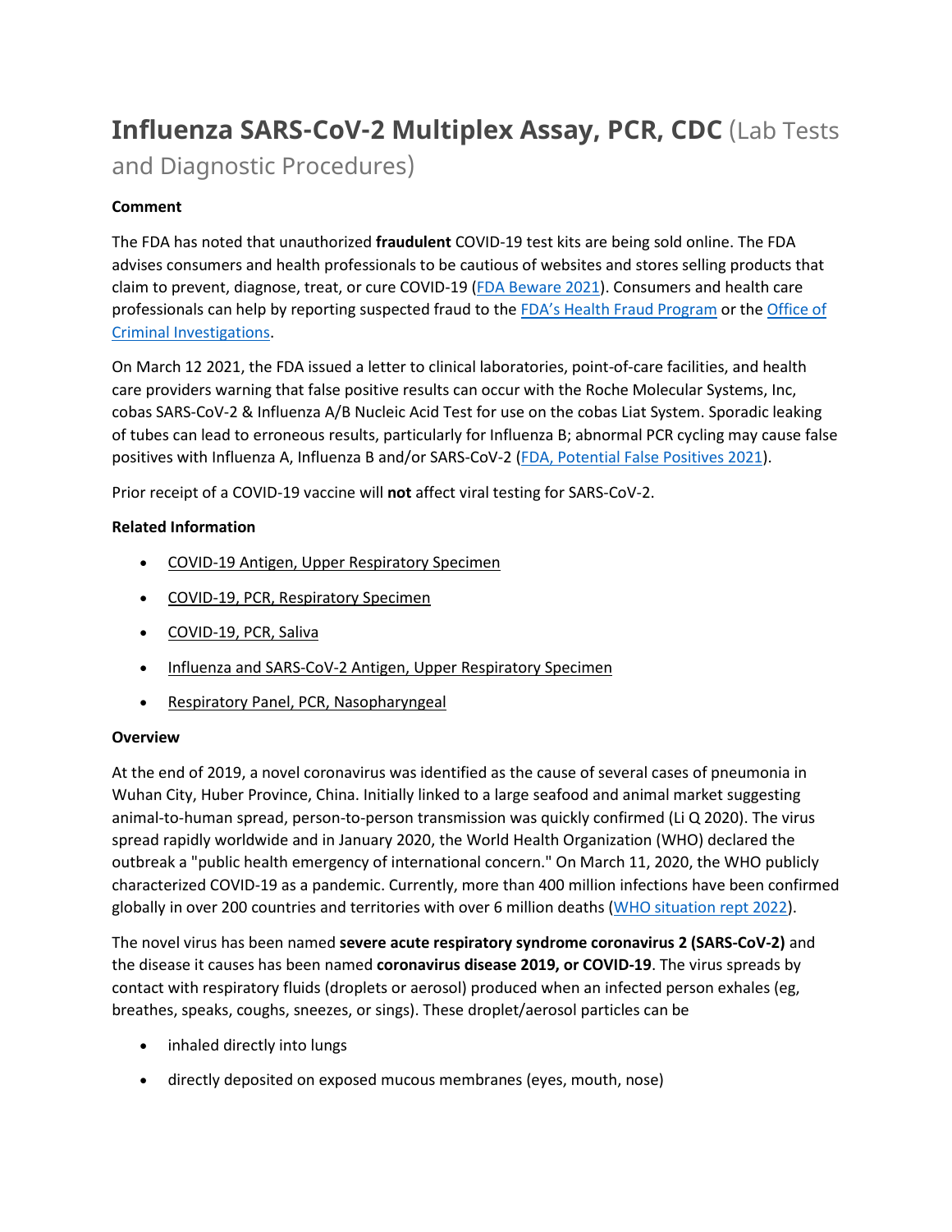# Influenza SARS-CoV-2 Multiplex Assay, PCR, CDC (Lab Tests and Diagnostic Procedures)

**Comment**

The FDA has noted that unauthorized **fraudulent** COVID-19 test kits are being sold online. The FDA advises consumers and health professionals to be cautious of websites and stores selling products that claim to prevent, diagnose, treat, or cure COVID-19 (FDA Beware 2021). Consumers and health care professionals can help by reporting suspected fraud to the FDA's Health Fraud Program or the Office of Criminal Investigations.

On March 12 2021, the FDA issued a letter to clinical laboratories, point-of-care facilities, and health care providers warning that false positive results can occur with the Roche Molecular Systems, Inc, cobas SARS-CoV-2 & Influenza A/B Nucleic Acid Test for use on the cobas Liat System. Sporadic leaking of tubes can lead to erroneous results, particularly for Influenza B; abnormal PCR cycling may cause false positives with Influenza A, Influenza B and/or SARS-CoV-2 (FDA, Potential False Positives 2021).

Prior receipt of a COVID-19 vaccine will **not** affect viral testing for SARS-CoV-2.

**Related Information**

- COVID-19 Antigen, Upper Respiratory Specimen
- COVID-19, PCR, Respiratory Specimen
- COVID-19, PCR, Saliva
- Influenza and SARS-CoV-2 Antigen, Upper Respiratory Specimen
- Respiratory Panel, PCR, Nasopharyngeal

**Overview**

At the end of 2019, a novel coronavirus was identified as the cause of several cases of pneumonia in Wuhan City, Huber Province, China. Initially linked to a large seafood and animal market suggesting animal-to-human spread, person-to-person transmission was quickly confirmed (Li Q 2020). The virus spread rapidly worldwide and in January 2020, the World Health Organization (WHO) declared the outbreak a "public health emergency of international concern." On March 11, 2020, the WHO publicly characterized COVID-19 as a pandemic. Currently, more than 400 million infections have been confirmed globally in over 200 countries and territories with over 6 million deaths (WHO situation rept 2022).

The novel virus has been named **severe acute respiratory syndrome coronavirus 2 (SARS-CoV-2)** and the disease it causes has been named **coronavirus disease 2019, or COVID-19**. The virus spreads by contact with respiratory fluids (droplets or aerosol) produced when an infected person exhales (eg, breathes, speaks, coughs, sneezes, or sings). These droplet/aerosol particles can be

- inhaled directly into lungs
- directly deposited on exposed mucous membranes (eyes, mouth, nose)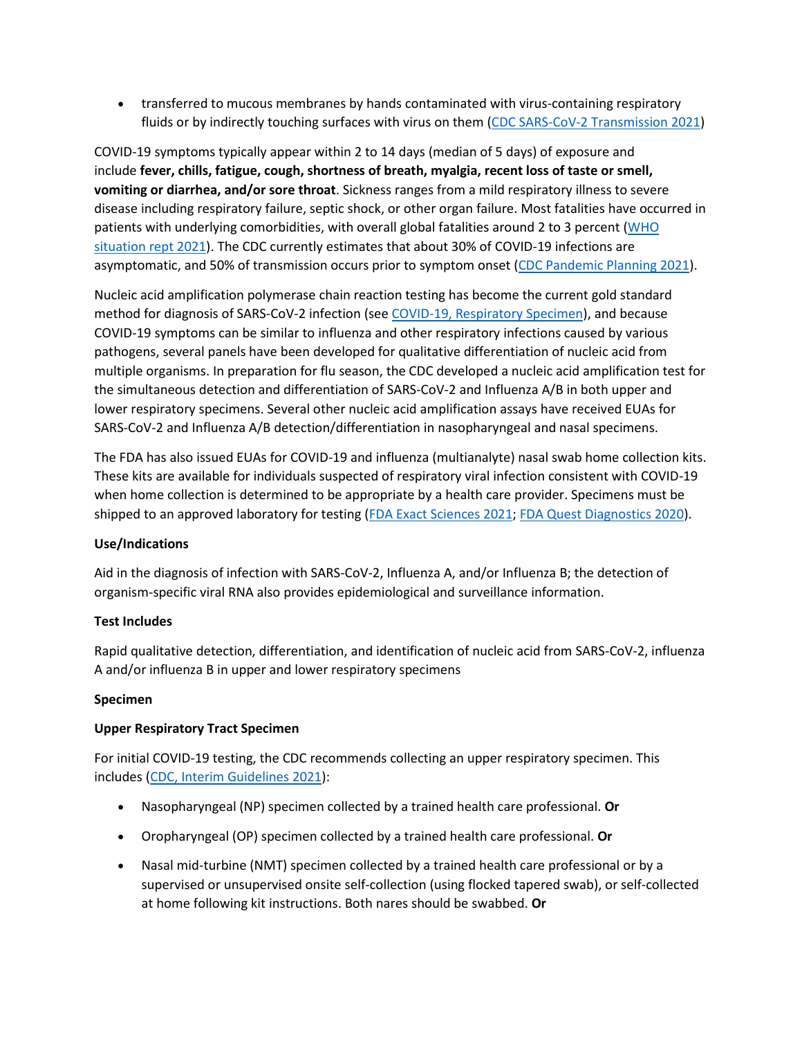- transferred to mucous membranes by hands contaminated with virus-containing respiratory fluids or by indirectly touching surfaces with virus on them (CDC SARS-CoV-2 Transmission 2021)

COVID-19 symptoms typically appear within 2 to 14 days (median of 5 days) of exposure and include **fever, chills, fatigue, cough, shortness of breath, myalgia, recent loss of taste or smell, vomiting or diarrhea, and/or sore throat**. Sickness ranges from a mild respiratory illness to severe disease including respiratory failure, septic shock, or other organ failure. Most fatalities have occurred in patients with underlying comorbidities, with overall global fatalities around 2 to 3 percent (WHO situation rept 2021). The CDC currently estimates that about 30% of COVID-19 infections are asymptomatic, and 50% of transmission occurs prior to symptom onset (CDC Pandemic Planning 2021).

Nucleic acid amplification polymerase chain reaction testing has become the current gold standard method for diagnosis of SARS-CoV-2 infection (see COVID-19, Respiratory Specimen), and because COVID-19 symptoms can be similar to influenza and other respiratory infections caused by various pathogens, several panels have been developed for qualitative differentiation of nucleic acid from multiple organisms. In preparation for flu season, the CDC developed a nucleic acid amplification test for the simultaneous detection and differentiation of SARS-CoV-2 and Influenza A/B in both upper and lower respiratory specimens. Several other nucleic acid amplification assays have received EUAs for SARS-CoV-2 and Influenza A/B detection/differentiation in nasopharyngeal and nasal specimens.

The FDA has also issued EUAs for COVID-19 and influenza (multianalyte) nasal swab home collection kits. These kits are available for individuals suspected of respiratory viral infection consistent with COVID-19 when home collection is determined to be appropriate by a health care provider. Specimens must be shipped to an approved laboratory for testing (FDA Exact Sciences 2021; FDA Quest Diagnostics 2020).

**Use/Indications**

Aid in the diagnosis of infection with SARS-CoV-2, Influenza A, and/or Influenza B; the detection of organism-specific viral RNA also provides epidemiological and surveillance information.

**Test Includes**

Rapid qualitative detection, differentiation, and identification of nucleic acid from SARS-CoV-2, influenza A and/or influenza B in upper and lower respiratory specimens

**Specimen**

**Upper Respiratory Tract Specimen**

For initial COVID-19 testing, the CDC recommends collecting an upper respiratory specimen. This includes (CDC, Interim Guidelines 2021):

- Nasopharyngeal (NP) specimen collected by a trained health care professional. **Or**
- Oropharyngeal (OP) specimen collected by a trained health care professional. **Or**
- Nasal mid-turbine (NMT) specimen collected by a trained health care professional or by a supervised or unsupervised onsite self-collection (using flocked tapered swab), or self-collected at home following kit instructions. Both nares should be swabbed. **Or**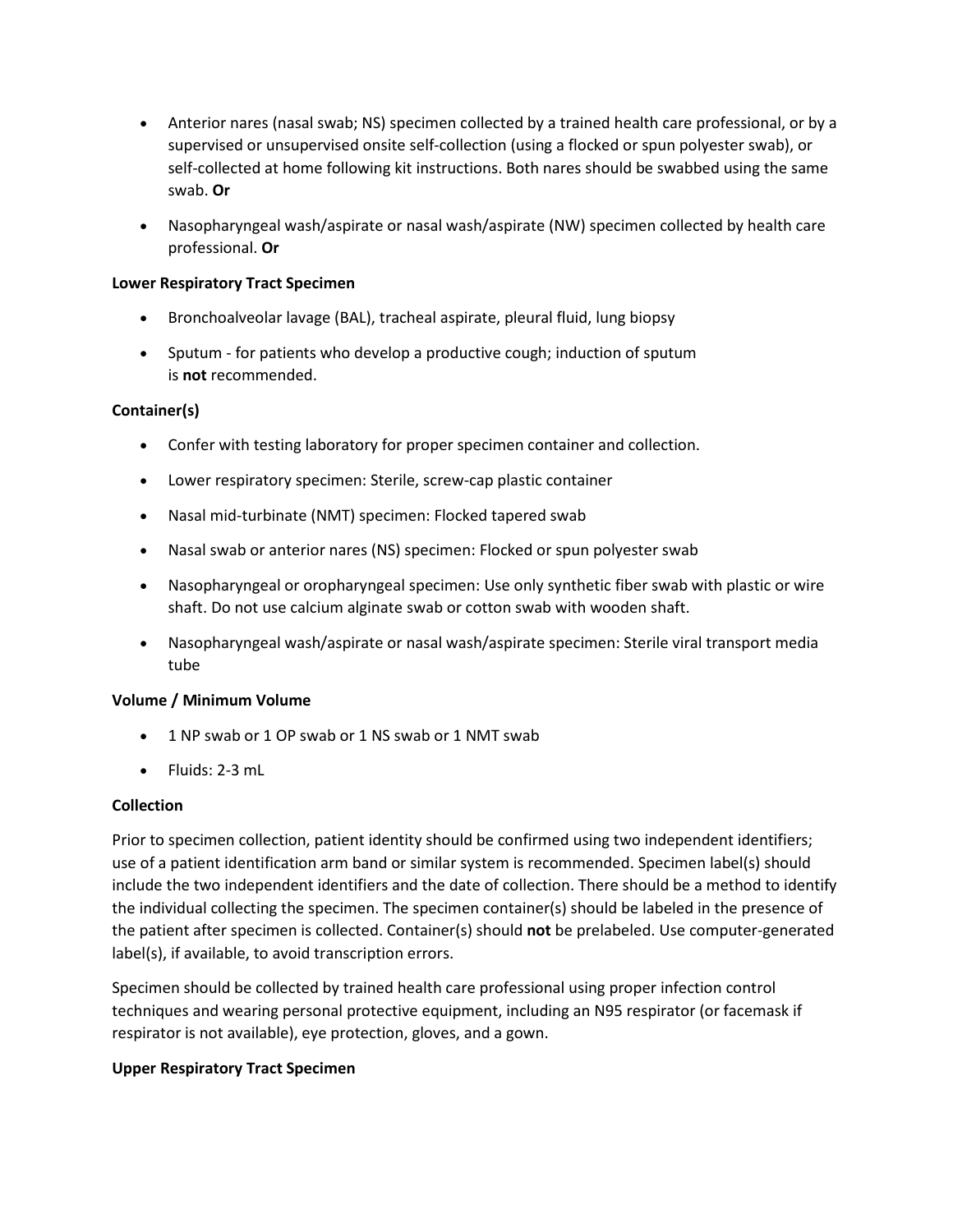- Anterior nares (nasal swab; NS) specimen collected by a trained health care professional, or by a supervised or unsupervised onsite self-collection (using a flocked or spun polyester swab), or self-collected at home following kit instructions. Both nares should be swabbed using the same swab. **Or**
- Nasopharyngeal wash/aspirate or nasal wash/aspirate (NW) specimen collected by health care professional. **Or**

**Lower Respiratory Tract Specimen**

- Bronchoalveolar lavage (BAL), tracheal aspirate, pleural fluid, lung biopsy
- Sputum - for patients who develop a productive cough; induction of sputum is **not** recommended.

**Container(s)**

- Confer with testing laboratory for proper specimen container and collection.
- Lower respiratory specimen: Sterile, screw-cap plastic container
- Nasal mid-turbinate (NMT) specimen: Flocked tapered swab
- Nasal swab or anterior nares (NS) specimen: Flocked or spun polyester swab
- Nasopharyngeal or oropharyngeal specimen: Use only synthetic fiber swab with plastic or wire shaft. Do not use calcium alginate swab or cotton swab with wooden shaft.
- Nasopharyngeal wash/aspirate or nasal wash/aspirate specimen: Sterile viral transport media tube

**Volume / Minimum Volume**

- 1 NP swab or 1 OP swab or 1 NS swab or 1 NMT swab
- Fluids: 2-3 mL

**Collection**

Prior to specimen collection, patient identity should be confirmed using two independent identifiers; use of a patient identification arm band or similar system is recommended. Specimen label(s) should include the two independent identifiers and the date of collection. There should be a method to identify the individual collecting the specimen. The specimen container(s) should be labeled in the presence of the patient after specimen is collected. Container(s) should **not** be prelabeled. Use computer-generated label(s), if available, to avoid transcription errors.

Specimen should be collected by trained health care professional using proper infection control techniques and wearing personal protective equipment, including an N95 respirator (or facemask if respirator is not available), eye protection, gloves, and a gown.

**Upper Respiratory Tract Specimen**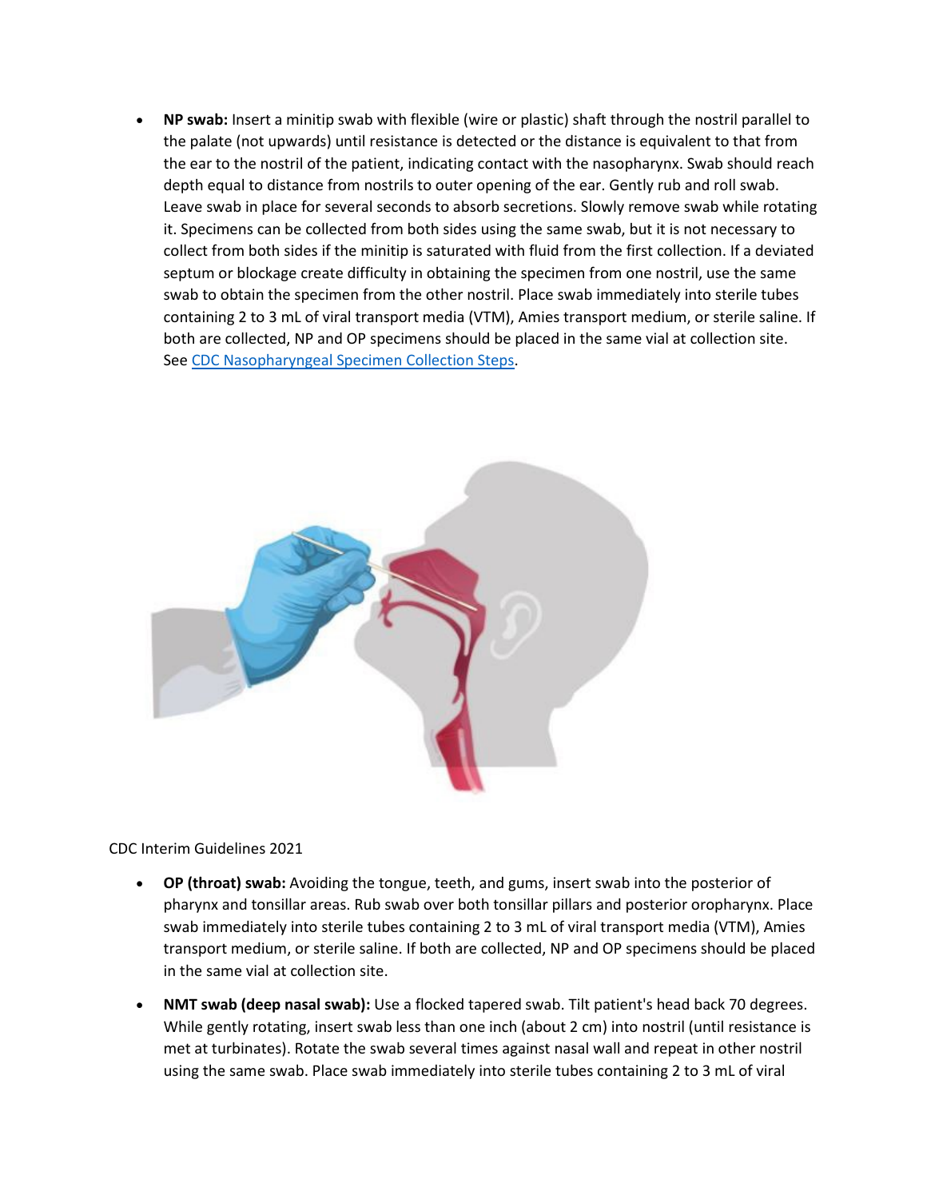- **NP swab:** Insert a minitip swab with flexible (wire or plastic) shaft through the nostril parallel to the palate (not upwards) until resistance is detected or the distance is equivalent to that from the ear to the nostril of the patient, indicating contact with the nasopharynx. Swab should reach depth equal to distance from nostrils to outer opening of the ear. Gently rub and roll swab. Leave swab in place for several seconds to absorb secretions. Slowly remove swab while rotating it. Specimens can be collected from both sides using the same swab, but it is not necessary to collect from both sides if the minitip is saturated with fluid from the first collection. If a deviated septum or blockage create difficulty in obtaining the specimen from one nostril, use the same swab to obtain the specimen from the other nostril. Place swab immediately into sterile tubes containing 2 to 3 mL of viral transport media (VTM), Amies transport medium, or sterile saline. If both are collected, NP and OP specimens should be placed in the same vial at collection site. See [CDC Nasopharyngeal Specimen Collection Steps](#).

CDC Interim Guidelines 2021

- **OP (throat) swab:** Avoiding the tongue, teeth, and gums, insert swab into the posterior of pharynx and tonsillar areas. Rub swab over both tonsillar pillars and posterior oropharynx. Place swab immediately into sterile tubes containing 2 to 3 mL of viral transport media (VTM), Amies transport medium, or sterile saline. If both are collected, NP and OP specimens should be placed in the same vial at collection site.
- **NMT swab (deep nasal swab):** Use a flocked tapered swab. Tilt patient's head back 70 degrees. While gently rotating, insert swab less than one inch (about 2 cm) into nostril (until resistance is met at turbinates). Rotate the swab several times against nasal wall and repeat in other nostril using the same swab. Place swab immediately into sterile tubes containing 2 to 3 mL of viral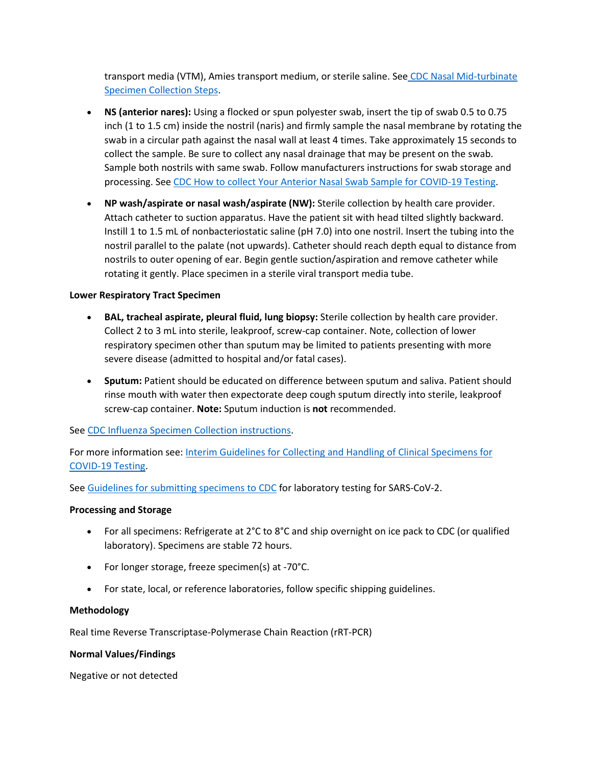transport media (VTM), Amies transport medium, or sterile saline. See CDC Nasal Mid-turbinate Specimen Collection Steps.

- **NS (anterior nares):** Using a flocked or spun polyester swab, insert the tip of swab 0.5 to 0.75 inch (1 to 1.5 cm) inside the nostril (naris) and firmly sample the nasal membrane by rotating the swab in a circular path against the nasal wall at least 4 times. Take approximately 15 seconds to collect the sample. Be sure to collect any nasal drainage that may be present on the swab. Sample both nostrils with same swab. Follow manufacturers instructions for swab storage and processing. See CDC How to collect Your Anterior Nasal Swab Sample for COVID-19 Testing.
- **NP wash/aspirate or nasal wash/aspirate (NW):** Sterile collection by health care provider. Attach catheter to suction apparatus. Have the patient sit with head tilted slightly backward. Instill 1 to 1.5 mL of nonbacteriostatic saline (pH 7.0) into one nostril. Insert the tubing into the nostril parallel to the palate (not upwards). Catheter should reach depth equal to distance from nostrils to outer opening of ear. Begin gentle suction/aspiration and remove catheter while rotating it gently. Place specimen in a sterile viral transport media tube.

**Lower Respiratory Tract Specimen**

- **BAL, tracheal aspirate, pleural fluid, lung biopsy:** Sterile collection by health care provider. Collect 2 to 3 mL into sterile, leakproof, screw-cap container. Note, collection of lower respiratory specimen other than sputum may be limited to patients presenting with more severe disease (admitted to hospital and/or fatal cases).
- **Sputum:** Patient should be educated on difference between sputum and saliva. Patient should rinse mouth with water then expectorate deep cough sputum directly into sterile, leakproof screw-cap container. **Note:** Sputum induction is **not** recommended.

See CDC Influenza Specimen Collection instructions.

For more information see: Interim Guidelines for Collecting and Handling of Clinical Specimens for COVID-19 Testing.

See Guidelines for submitting specimens to CDC for laboratory testing for SARS-CoV-2.

**Processing and Storage**

- For all specimens: Refrigerate at 2°C to 8°C and ship overnight on ice pack to CDC (or qualified laboratory). Specimens are stable 72 hours.
- For longer storage, freeze specimen(s) at -70°C.
- For state, local, or reference laboratories, follow specific shipping guidelines.

**Methodology**

Real time Reverse Transcriptase-Polymerase Chain Reaction (rRT-PCR)

**Normal Values/Findings**

Negative or not detected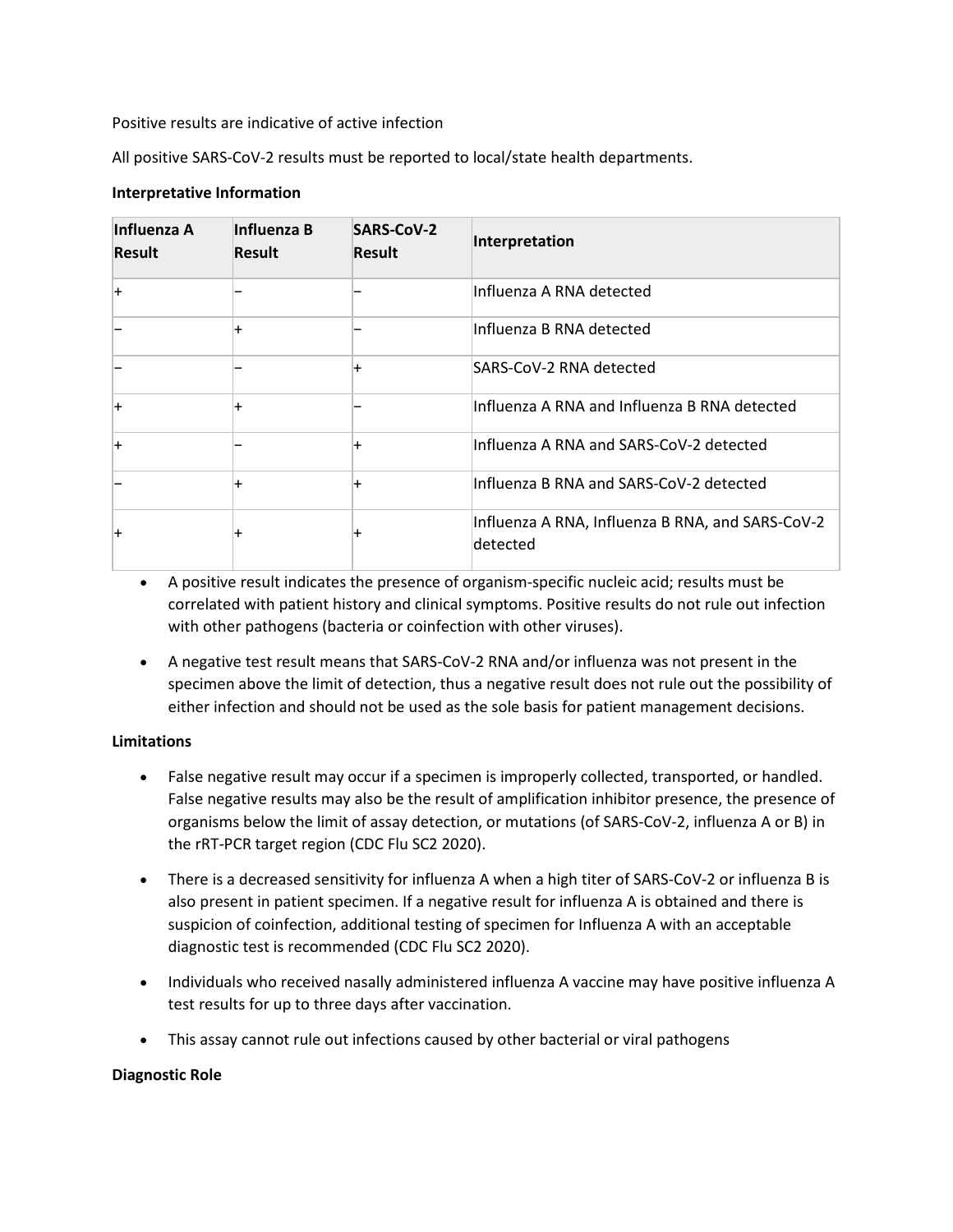Positive results are indicative of active infection

All positive SARS-CoV-2 results must be reported to local/state health departments.

**Interpretative Information**

| Influenza A Result | Influenza B Result | SARS-CoV-2 Result | Interpretation |
|---|---|---|---|
| + | – | – | Influenza A RNA detected |
| – | + | – | Influenza B RNA detected |
| – | – | + | SARS-CoV-2 RNA detected |
| + | + | – | Influenza A RNA and Influenza B RNA detected |
| + | – | + | Influenza A RNA and SARS-CoV-2 detected |
| – | + | + | Influenza B RNA and SARS-CoV-2 detected |
| + | + | + | Influenza A RNA, Influenza B RNA, and SARS-CoV-2 detected |

- A positive result indicates the presence of organism-specific nucleic acid; results must be correlated with patient history and clinical symptoms. Positive results do not rule out infection with other pathogens (bacteria or coinfection with other viruses).
- A negative test result means that SARS-CoV-2 RNA and/or influenza was not present in the specimen above the limit of detection, thus a negative result does not rule out the possibility of either infection and should not be used as the sole basis for patient management decisions.

**Limitations**

- False negative result may occur if a specimen is improperly collected, transported, or handled. False negative results may also be the result of amplification inhibitor presence, the presence of organisms below the limit of assay detection, or mutations (of SARS-CoV-2, influenza A or B) in the rRT-PCR target region (CDC Flu SC2 2020).
- There is a decreased sensitivity for influenza A when a high titer of SARS-CoV-2 or influenza B is also present in patient specimen. If a negative result for influenza A is obtained and there is suspicion of coinfection, additional testing of specimen for Influenza A with an acceptable diagnostic test is recommended (CDC Flu SC2 2020).
- Individuals who received nasally administered influenza A vaccine may have positive influenza A test results for up to three days after vaccination.
- This assay cannot rule out infections caused by other bacterial or viral pathogens

**Diagnostic Role**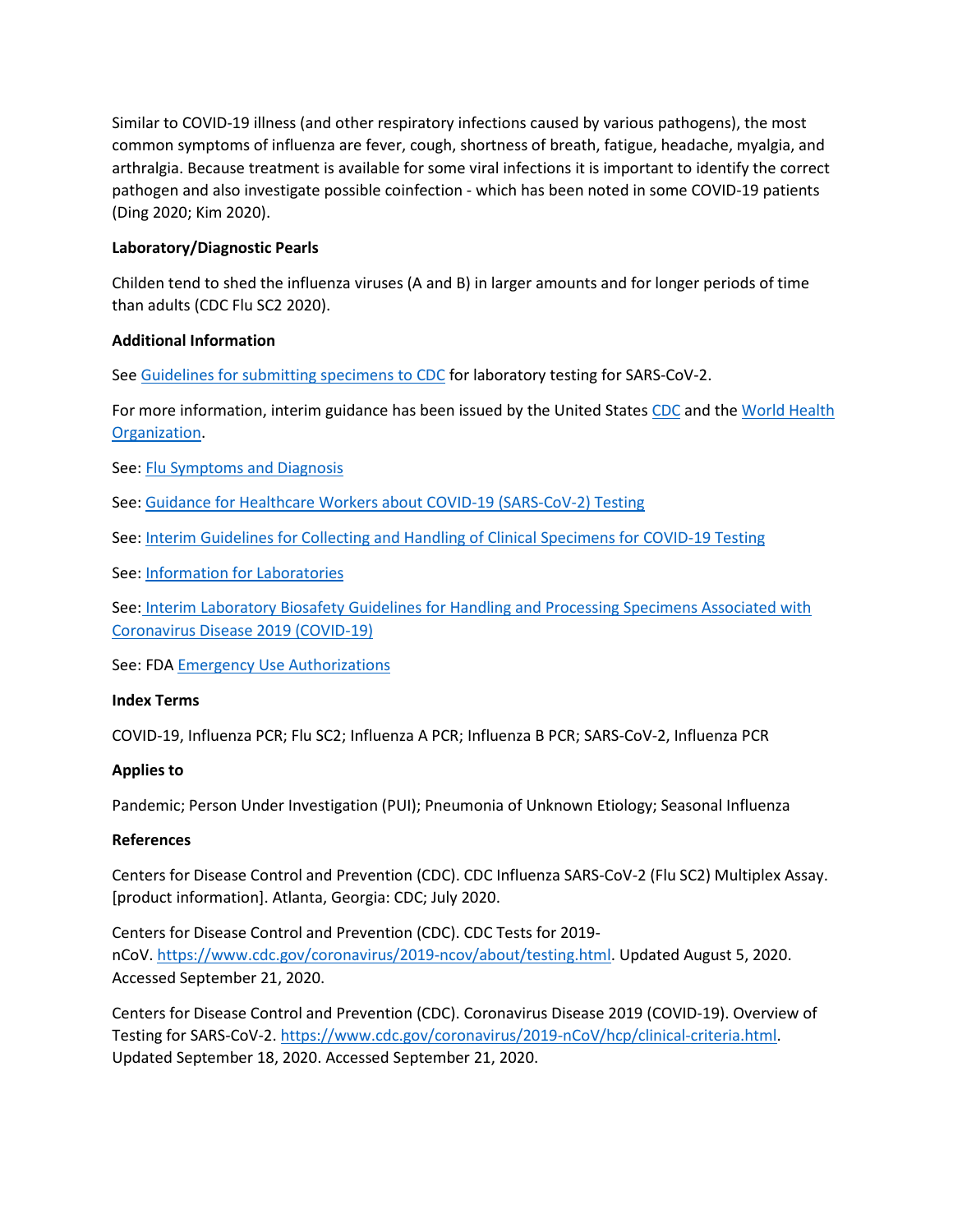Similar to COVID-19 illness (and other respiratory infections caused by various pathogens), the most common symptoms of influenza are fever, cough, shortness of breath, fatigue, headache, myalgia, and arthralgia. Because treatment is available for some viral infections it is important to identify the correct pathogen and also investigate possible coinfection - which has been noted in some COVID-19 patients (Ding 2020; Kim 2020).

**Laboratory/Diagnostic Pearls**

Childen tend to shed the influenza viruses (A and B) in larger amounts and for longer periods of time than adults (CDC Flu SC2 2020).

**Additional Information**

See [Guidelines for submitting specimens to CDC] for laboratory testing for SARS-CoV-2.

For more information, interim guidance has been issued by the United States [CDC] and the [World Health Organization].

See: [Flu Symptoms and Diagnosis]

See: [Guidance for Healthcare Workers about COVID-19 (SARS-CoV-2) Testing]

See: [Interim Guidelines for Collecting and Handling of Clinical Specimens for COVID-19 Testing]

See: [Information for Laboratories]

See: [Interim Laboratory Biosafety Guidelines for Handling and Processing Specimens Associated with Coronavirus Disease 2019 (COVID-19)]

See: FDA [Emergency Use Authorizations]

**Index Terms**

COVID-19, Influenza PCR; Flu SC2; Influenza A PCR; Influenza B PCR; SARS-CoV-2, Influenza PCR

**Applies to**

Pandemic; Person Under Investigation (PUI); Pneumonia of Unknown Etiology; Seasonal Influenza

**References**

Centers for Disease Control and Prevention (CDC). CDC Influenza SARS-CoV-2 (Flu SC2) Multiplex Assay. [product information]. Atlanta, Georgia: CDC; July 2020.

Centers for Disease Control and Prevention (CDC). CDC Tests for 2019-nCoV. https://www.cdc.gov/coronavirus/2019-ncov/about/testing.html. Updated August 5, 2020. Accessed September 21, 2020.

Centers for Disease Control and Prevention (CDC). Coronavirus Disease 2019 (COVID-19). Overview of Testing for SARS-CoV-2. https://www.cdc.gov/coronavirus/2019-nCoV/hcp/clinical-criteria.html. Updated September 18, 2020. Accessed September 21, 2020.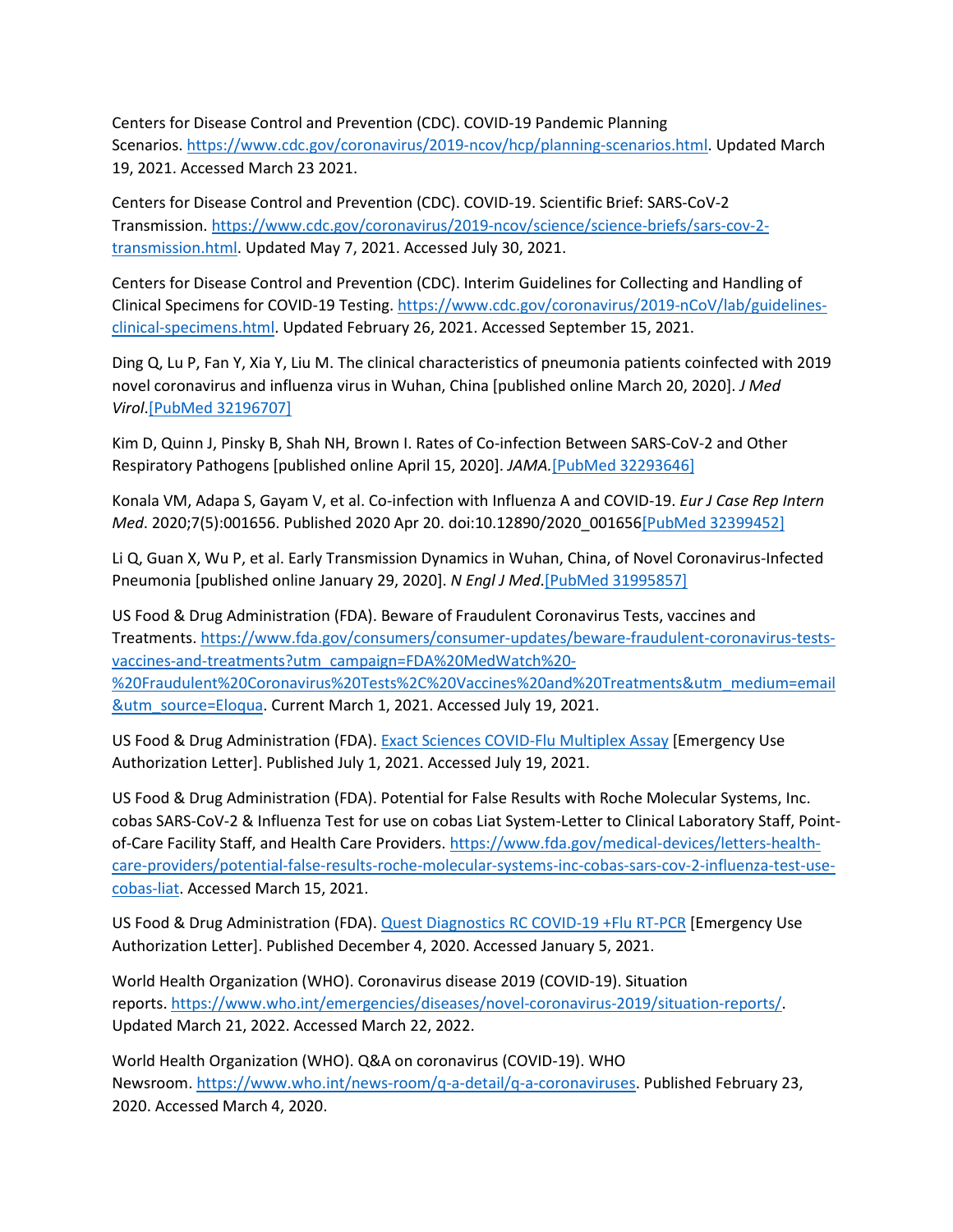Centers for Disease Control and Prevention (CDC). COVID-19 Pandemic Planning Scenarios. https://www.cdc.gov/coronavirus/2019-ncov/hcp/planning-scenarios.html. Updated March 19, 2021. Accessed March 23 2021.

Centers for Disease Control and Prevention (CDC). COVID-19. Scientific Brief: SARS-CoV-2 Transmission. https://www.cdc.gov/coronavirus/2019-ncov/science/science-briefs/sars-cov-2-transmission.html. Updated May 7, 2021. Accessed July 30, 2021.

Centers for Disease Control and Prevention (CDC). Interim Guidelines for Collecting and Handling of Clinical Specimens for COVID-19 Testing. https://www.cdc.gov/coronavirus/2019-nCoV/lab/guidelines-clinical-specimens.html. Updated February 26, 2021. Accessed September 15, 2021.

Ding Q, Lu P, Fan Y, Xia Y, Liu M. The clinical characteristics of pneumonia patients coinfected with 2019 novel coronavirus and influenza virus in Wuhan, China [published online March 20, 2020]. *J Med Virol*.[PubMed 32196707]

Kim D, Quinn J, Pinsky B, Shah NH, Brown I. Rates of Co-infection Between SARS-CoV-2 and Other Respiratory Pathogens [published online April 15, 2020]. *JAMA.*[PubMed 32293646]

Konala VM, Adapa S, Gayam V, et al. Co-infection with Influenza A and COVID-19. *Eur J Case Rep Intern Med*. 2020;7(5):001656. Published 2020 Apr 20. doi:10.12890/2020_001656[PubMed 32399452]

Li Q, Guan X, Wu P, et al. Early Transmission Dynamics in Wuhan, China, of Novel Coronavirus-Infected Pneumonia [published online January 29, 2020]. *N Engl J Med.*[PubMed 31995857]

US Food & Drug Administration (FDA). Beware of Fraudulent Coronavirus Tests, vaccines and Treatments. https://www.fda.gov/consumers/consumer-updates/beware-fraudulent-coronavirus-tests-vaccines-and-treatments?utm_campaign=FDA%20MedWatch%20-%20Fraudulent%20Coronavirus%20Tests%2C%20Vaccines%20and%20Treatments&utm_medium=email&utm_source=Eloqua. Current March 1, 2021. Accessed July 19, 2021.

US Food & Drug Administration (FDA). Exact Sciences COVID-Flu Multiplex Assay [Emergency Use Authorization Letter]. Published July 1, 2021. Accessed July 19, 2021.

US Food & Drug Administration (FDA). Potential for False Results with Roche Molecular Systems, Inc. cobas SARS-CoV-2 & Influenza Test for use on cobas Liat System-Letter to Clinical Laboratory Staff, Point-of-Care Facility Staff, and Health Care Providers. https://www.fda.gov/medical-devices/letters-health-care-providers/potential-false-results-roche-molecular-systems-inc-cobas-sars-cov-2-influenza-test-use-cobas-liat. Accessed March 15, 2021.

US Food & Drug Administration (FDA). Quest Diagnostics RC COVID-19 +Flu RT-PCR [Emergency Use Authorization Letter]. Published December 4, 2020. Accessed January 5, 2021.

World Health Organization (WHO). Coronavirus disease 2019 (COVID-19). Situation reports. https://www.who.int/emergencies/diseases/novel-coronavirus-2019/situation-reports/. Updated March 21, 2022. Accessed March 22, 2022.

World Health Organization (WHO). Q&A on coronavirus (COVID-19). WHO Newsroom. https://www.who.int/news-room/q-a-detail/q-a-coronaviruses. Published February 23, 2020. Accessed March 4, 2020.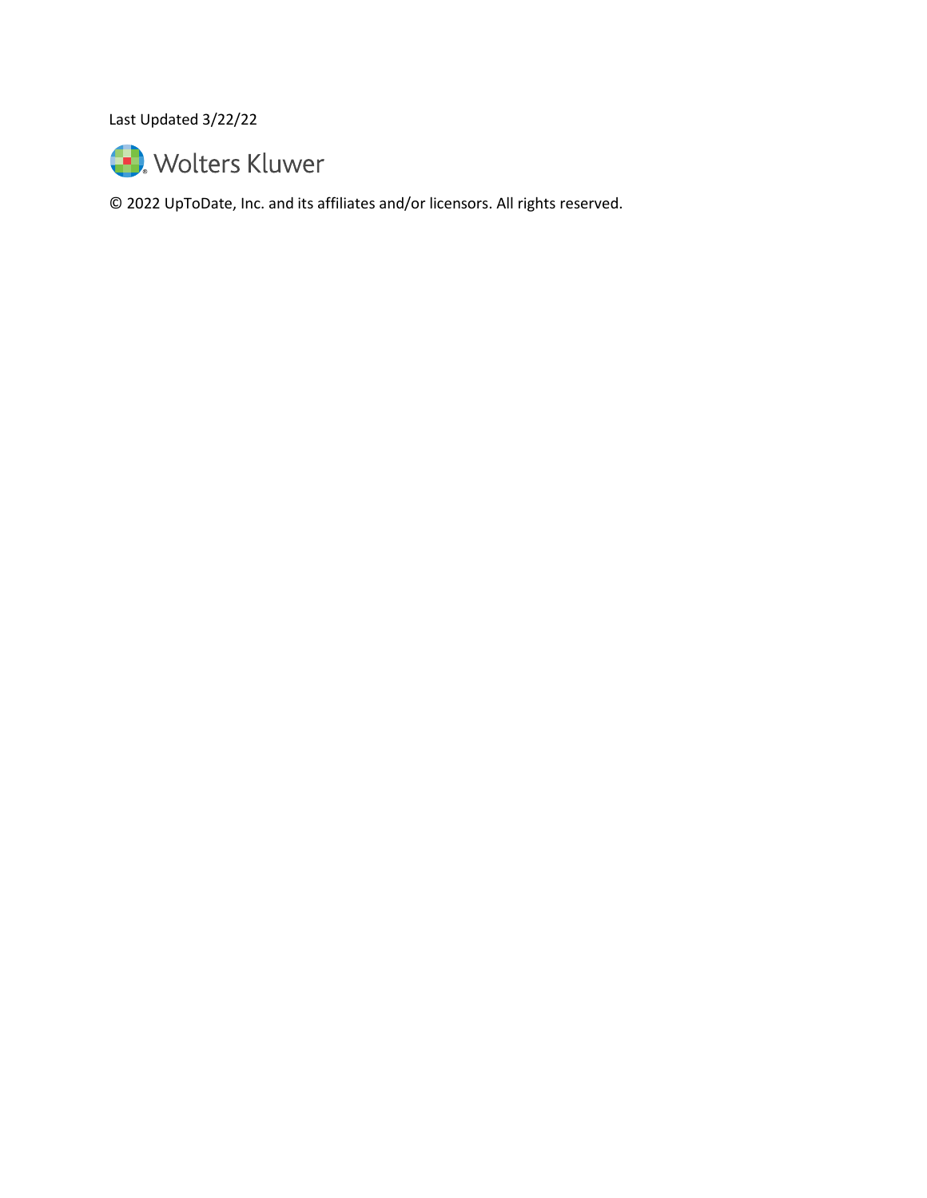Last Updated 3/22/22

Wolters Kluwer

© 2022 UpToDate, Inc. and its affiliates and/or licensors. All rights reserved.